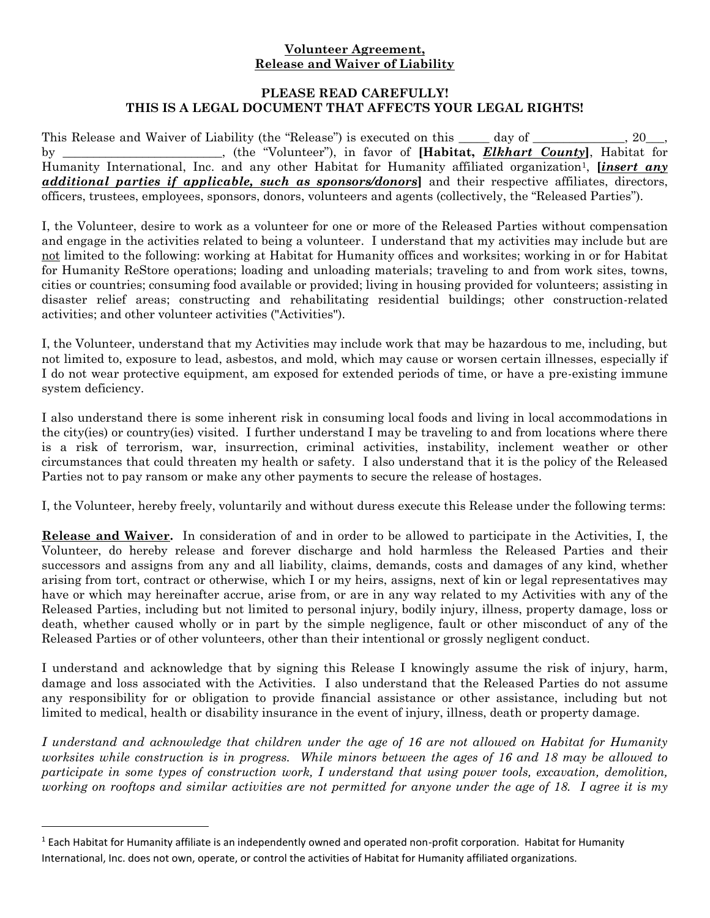**Volunteer Agreement,**
**Release and Waiver of Liability**

**PLEASE READ CAREFULLY!**
**THIS IS A LEGAL DOCUMENT THAT AFFECTS YOUR LEGAL RIGHTS!**

This Release and Waiver of Liability (the "Release") is executed on this _____ day of _______________, 20___, by __________________________, (the "Volunteer"), in favor of **[Habitat, *Elkhart County*]**, Habitat for Humanity International, Inc. and any other Habitat for Humanity affiliated organization[1], **[*insert any additional parties if applicable, such as sponsors/donors*]** and their respective affiliates, directors, officers, trustees, employees, sponsors, donors, volunteers and agents (collectively, the "Released Parties").

I, the Volunteer, desire to work as a volunteer for one or more of the Released Parties without compensation and engage in the activities related to being a volunteer. I understand that my activities may include but are not limited to the following: working at Habitat for Humanity offices and worksites; working in or for Habitat for Humanity ReStore operations; loading and unloading materials; traveling to and from work sites, towns, cities or countries; consuming food available or provided; living in housing provided for volunteers; assisting in disaster relief areas; constructing and rehabilitating residential buildings; other construction-related activities; and other volunteer activities ("Activities").

I, the Volunteer, understand that my Activities may include work that may be hazardous to me, including, but not limited to, exposure to lead, asbestos, and mold, which may cause or worsen certain illnesses, especially if I do not wear protective equipment, am exposed for extended periods of time, or have a pre-existing immune system deficiency.

I also understand there is some inherent risk in consuming local foods and living in local accommodations in the city(ies) or country(ies) visited. I further understand I may be traveling to and from locations where there is a risk of terrorism, war, insurrection, criminal activities, instability, inclement weather or other circumstances that could threaten my health or safety. I also understand that it is the policy of the Released Parties not to pay ransom or make any other payments to secure the release of hostages.

I, the Volunteer, hereby freely, voluntarily and without duress execute this Release under the following terms:

**Release and Waiver.** In consideration of and in order to be allowed to participate in the Activities, I, the Volunteer, do hereby release and forever discharge and hold harmless the Released Parties and their successors and assigns from any and all liability, claims, demands, costs and damages of any kind, whether arising from tort, contract or otherwise, which I or my heirs, assigns, next of kin or legal representatives may have or which may hereinafter accrue, arise from, or are in any way related to my Activities with any of the Released Parties, including but not limited to personal injury, bodily injury, illness, property damage, loss or death, whether caused wholly or in part by the simple negligence, fault or other misconduct of any of the Released Parties or of other volunteers, other than their intentional or grossly negligent conduct.

I understand and acknowledge that by signing this Release I knowingly assume the risk of injury, harm, damage and loss associated with the Activities. I also understand that the Released Parties do not assume any responsibility for or obligation to provide financial assistance or other assistance, including but not limited to medical, health or disability insurance in the event of injury, illness, death or property damage.

*I understand and acknowledge that children under the age of 16 are not allowed on Habitat for Humanity worksites while construction is in progress. While minors between the ages of 16 and 18 may be allowed to participate in some types of construction work, I understand that using power tools, excavation, demolition, working on rooftops and similar activities are not permitted for anyone under the age of 18. I agree it is my*

[1] Each Habitat for Humanity affiliate is an independently owned and operated non-profit corporation. Habitat for Humanity International, Inc. does not own, operate, or control the activities of Habitat for Humanity affiliated organizations.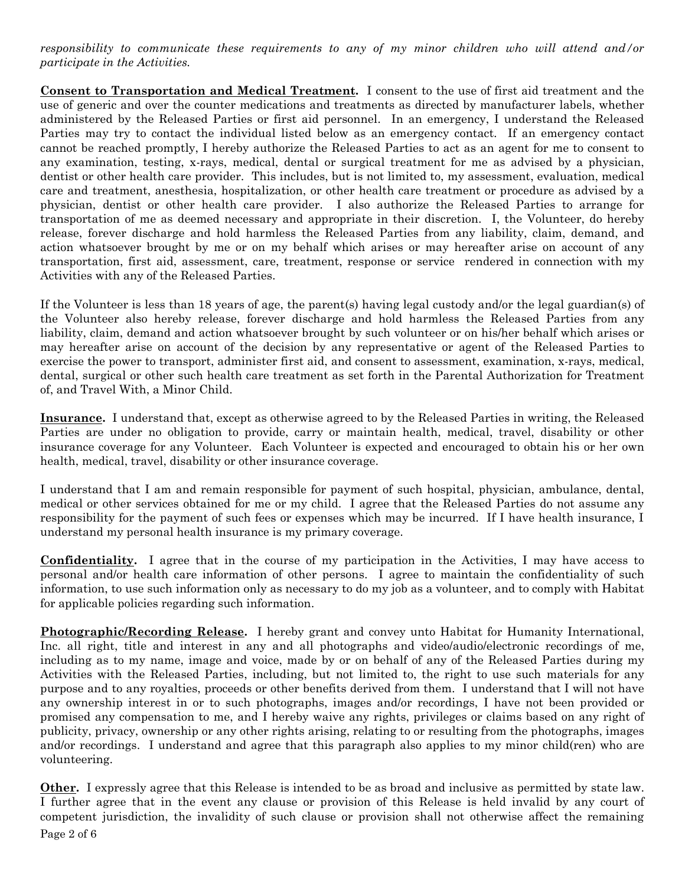*responsibility to communicate these requirements to any of my minor children who will attend and/or participate in the Activities.*

**Consent to Transportation and Medical Treatment.** I consent to the use of first aid treatment and the use of generic and over the counter medications and treatments as directed by manufacturer labels, whether administered by the Released Parties or first aid personnel. In an emergency, I understand the Released Parties may try to contact the individual listed below as an emergency contact. If an emergency contact cannot be reached promptly, I hereby authorize the Released Parties to act as an agent for me to consent to any examination, testing, x-rays, medical, dental or surgical treatment for me as advised by a physician, dentist or other health care provider. This includes, but is not limited to, my assessment, evaluation, medical care and treatment, anesthesia, hospitalization, or other health care treatment or procedure as advised by a physician, dentist or other health care provider. I also authorize the Released Parties to arrange for transportation of me as deemed necessary and appropriate in their discretion. I, the Volunteer, do hereby release, forever discharge and hold harmless the Released Parties from any liability, claim, demand, and action whatsoever brought by me or on my behalf which arises or may hereafter arise on account of any transportation, first aid, assessment, care, treatment, response or service rendered in connection with my Activities with any of the Released Parties.

If the Volunteer is less than 18 years of age, the parent(s) having legal custody and/or the legal guardian(s) of the Volunteer also hereby release, forever discharge and hold harmless the Released Parties from any liability, claim, demand and action whatsoever brought by such volunteer or on his/her behalf which arises or may hereafter arise on account of the decision by any representative or agent of the Released Parties to exercise the power to transport, administer first aid, and consent to assessment, examination, x-rays, medical, dental, surgical or other such health care treatment as set forth in the Parental Authorization for Treatment of, and Travel With, a Minor Child.

**Insurance.** I understand that, except as otherwise agreed to by the Released Parties in writing, the Released Parties are under no obligation to provide, carry or maintain health, medical, travel, disability or other insurance coverage for any Volunteer. Each Volunteer is expected and encouraged to obtain his or her own health, medical, travel, disability or other insurance coverage.

I understand that I am and remain responsible for payment of such hospital, physician, ambulance, dental, medical or other services obtained for me or my child. I agree that the Released Parties do not assume any responsibility for the payment of such fees or expenses which may be incurred. If I have health insurance, I understand my personal health insurance is my primary coverage.

**Confidentiality.** I agree that in the course of my participation in the Activities, I may have access to personal and/or health care information of other persons. I agree to maintain the confidentiality of such information, to use such information only as necessary to do my job as a volunteer, and to comply with Habitat for applicable policies regarding such information.

**Photographic/Recording Release.** I hereby grant and convey unto Habitat for Humanity International, Inc. all right, title and interest in any and all photographs and video/audio/electronic recordings of me, including as to my name, image and voice, made by or on behalf of any of the Released Parties during my Activities with the Released Parties, including, but not limited to, the right to use such materials for any purpose and to any royalties, proceeds or other benefits derived from them. I understand that I will not have any ownership interest in or to such photographs, images and/or recordings, I have not been provided or promised any compensation to me, and I hereby waive any rights, privileges or claims based on any right of publicity, privacy, ownership or any other rights arising, relating to or resulting from the photographs, images and/or recordings. I understand and agree that this paragraph also applies to my minor child(ren) who are volunteering.

**Other.** I expressly agree that this Release is intended to be as broad and inclusive as permitted by state law. I further agree that in the event any clause or provision of this Release is held invalid by any court of competent jurisdiction, the invalidity of such clause or provision shall not otherwise affect the remaining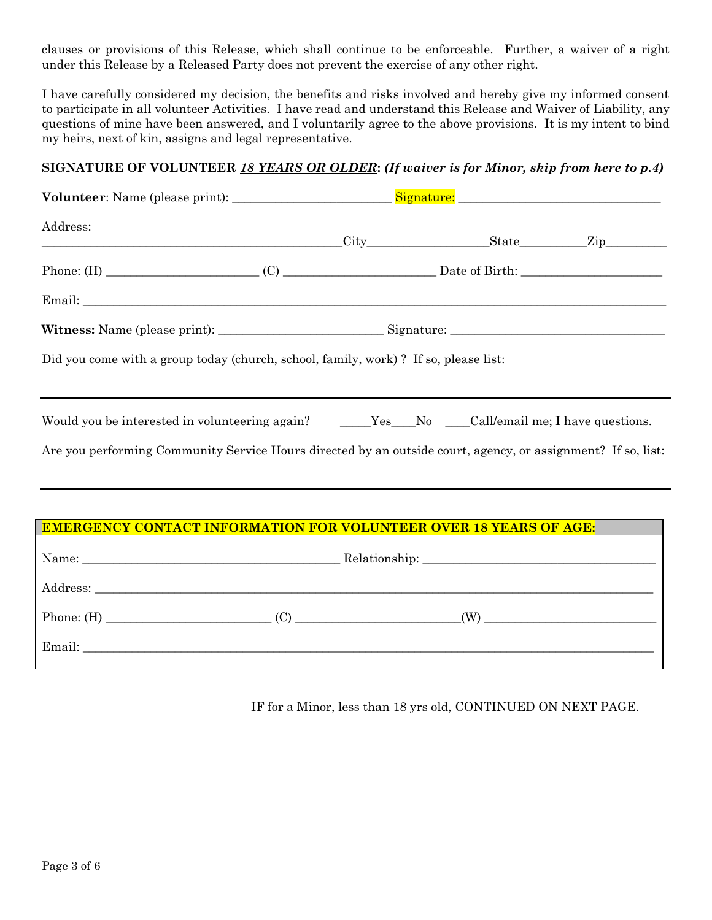clauses or provisions of this Release, which shall continue to be enforceable. Further, a waiver of a right under this Release by a Released Party does not prevent the exercise of any other right.

I have carefully considered my decision, the benefits and risks involved and hereby give my informed consent to participate in all volunteer Activities. I have read and understand this Release and Waiver of Liability, any questions of mine have been answered, and I voluntarily agree to the above provisions. It is my intent to bind my heirs, next of kin, assigns and legal representative.

**SIGNATURE OF VOLUNTEER *18 YEARS OR OLDER*: *(If waiver is for Minor, skip from here to p.4)***

**Volunteer**: Name (please print): _________________________ Signature: _______________________________

Address: _______________________________________________City__________________State__________Zip_________

Phone: (H) ________________________ (C) ________________________ Date of Birth: ______________________

Email: ___________________________________________________________________________________________

**Witness:** Name (please print): _________________________ Signature: _________________________________

Did you come with a group today (church, school, family, work) ? If so, please list:

---

Would you be interested in volunteering again? _____Yes____No ____Call/email me; I have questions.

Are you performing Community Service Hours directed by an outside court, agency, or assignment? If so, list:

---

**EMERGENCY CONTACT INFORMATION FOR VOLUNTEER OVER 18 YEARS OF AGE:**

Name: ________________________________________ Relationship: ____________________________________

Address: _______________________________________________________________________________________

Phone: (H) _________________________ (C) _________________________(W) ___________________________

Email: _________________________________________________________________________________________

IF for a Minor, less than 18 yrs old, CONTINUED ON NEXT PAGE.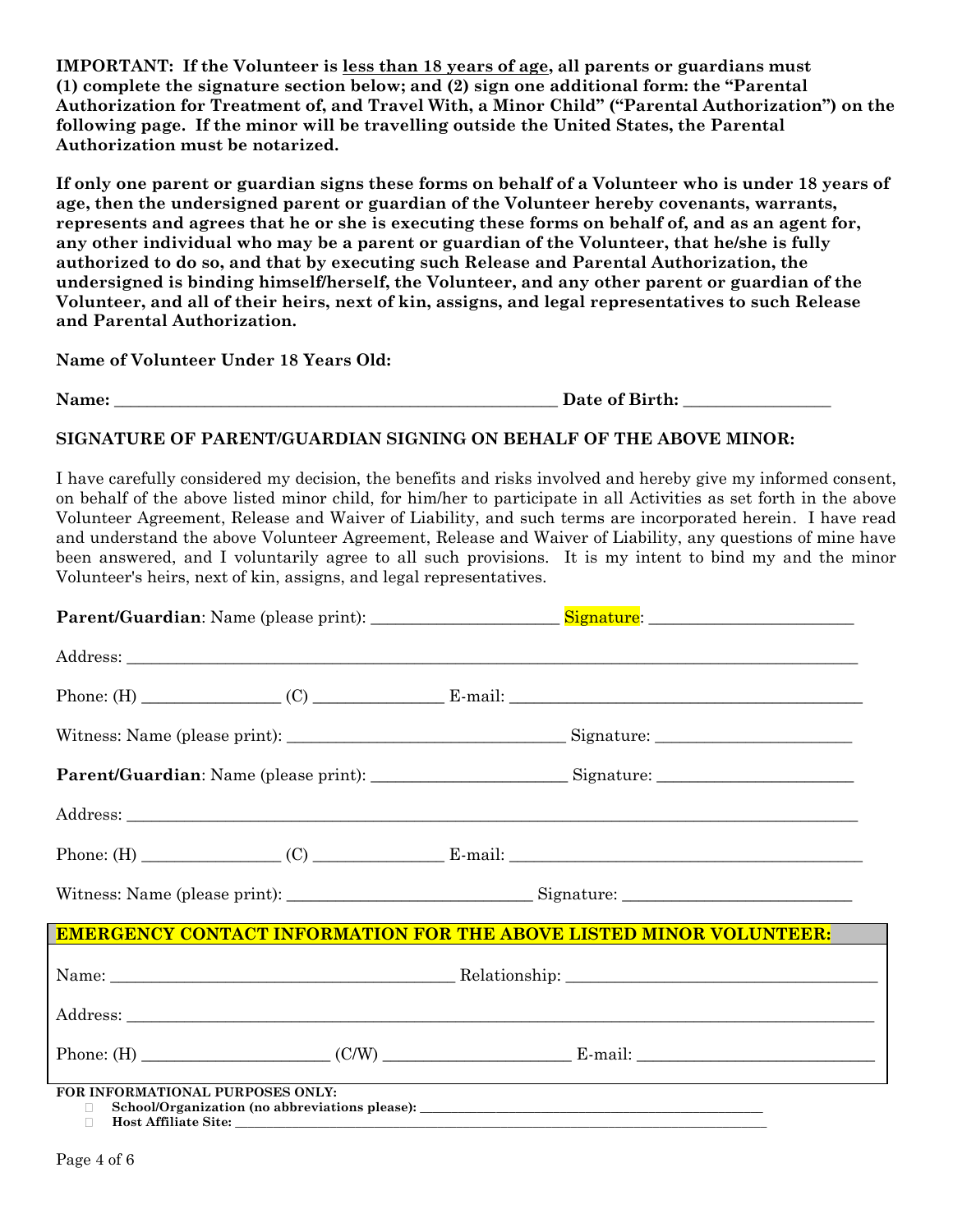**IMPORTANT: If the Volunteer is <u>less than 18 years of age</u>, all parents or guardians must (1) complete the signature section below; and (2) sign one additional form: the "Parental Authorization for Treatment of, and Travel With, a Minor Child" ("Parental Authorization") on the following page. If the minor will be travelling outside the United States, the Parental Authorization must be notarized.**

**If only one parent or guardian signs these forms on behalf of a Volunteer who is under 18 years of age, then the undersigned parent or guardian of the Volunteer hereby covenants, warrants, represents and agrees that he or she is executing these forms on behalf of, and as an agent for, any other individual who may be a parent or guardian of the Volunteer, that he/she is fully authorized to do so, and that by executing such Release and Parental Authorization, the undersigned is binding himself/herself, the Volunteer, and any other parent or guardian of the Volunteer, and all of their heirs, next of kin, assigns, and legal representatives to such Release and Parental Authorization.**

**Name of Volunteer Under 18 Years Old:**

**Name:** ______________________________________________ **Date of Birth:** _______________

**SIGNATURE OF PARENT/GUARDIAN SIGNING ON BEHALF OF THE ABOVE MINOR:**

I have carefully considered my decision, the benefits and risks involved and hereby give my informed consent, on behalf of the above listed minor child, for him/her to participate in all Activities as set forth in the above Volunteer Agreement, Release and Waiver of Liability, and such terms are incorporated herein. I have read and understand the above Volunteer Agreement, Release and Waiver of Liability, any questions of mine have been answered, and I voluntarily agree to all such provisions. It is my intent to bind my and the minor Volunteer's heirs, next of kin, assigns, and legal representatives.

**Parent/Guardian**: Name (please print): ____________________ Signature: ____________________

Address: ______________________________________________________________________________

Phone: (H) ______________ (C) ______________ E-mail: ______________________________________

Witness: Name (please print): ____________________________ Signature: ____________________

**Parent/Guardian**: Name (please print): ____________________ Signature: ____________________

Address: ______________________________________________________________________________

Phone: (H) ______________ (C) ______________ E-mail: ______________________________________

Witness: Name (please print): __________________________ Signature: ______________________

**EMERGENCY CONTACT INFORMATION FOR THE ABOVE LISTED MINOR VOLUNTEER:**

Name: ____________________________________ Relationship: ________________________________

Address: ______________________________________________________________________________

Phone: (H) ___________________ (C/W) ___________________ E-mail: __________________________

**FOR INFORMATIONAL PURPOSES ONLY:**

- **School/Organization (no abbreviations please):** ____________________________________________
- **Host Affiliate Site:** ______________________________________________________________________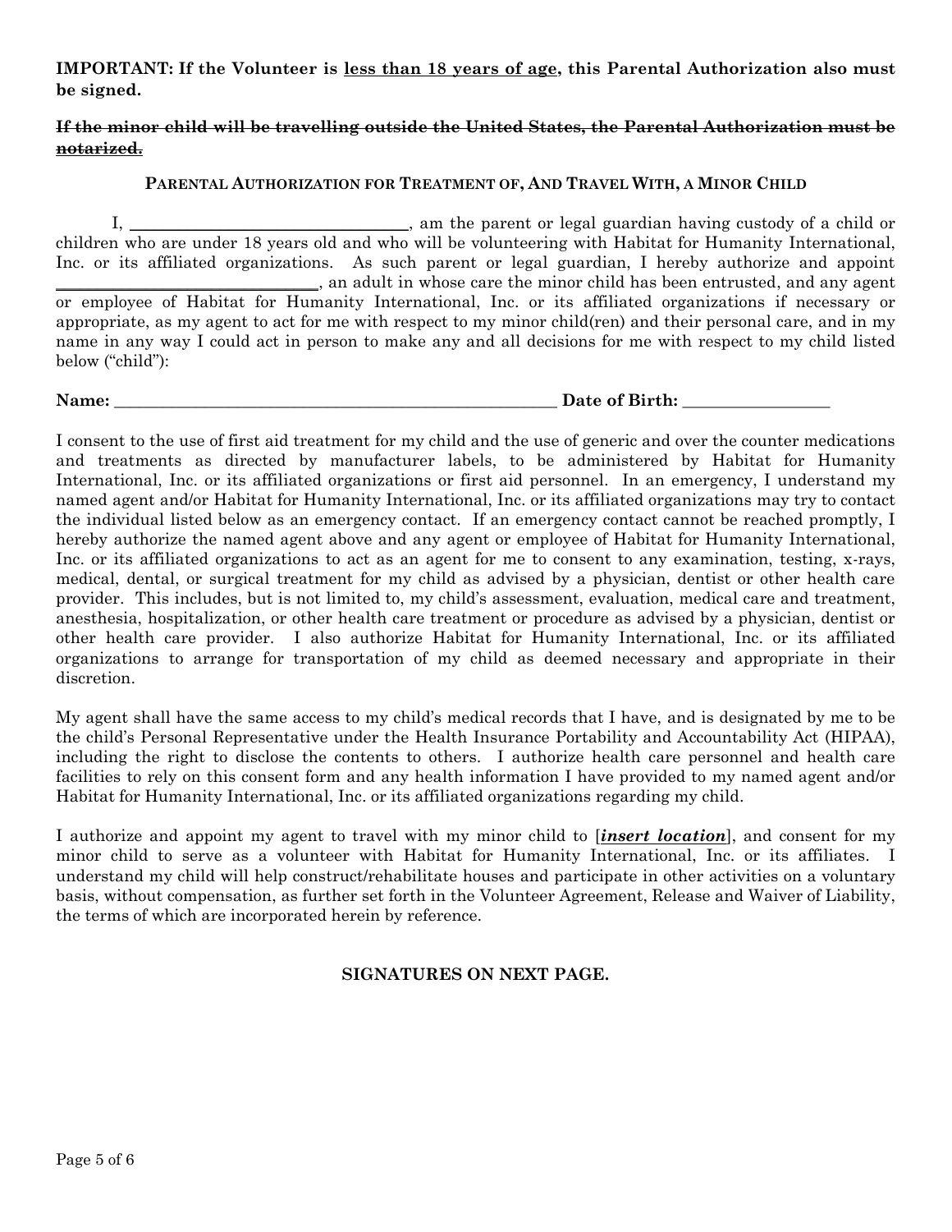**IMPORTANT: If the Volunteer is <u>less than 18 years of age</u>, this Parental Authorization also must be signed.**

~~**If the minor child will be travelling outside the United States, the Parental Authorization must be notarized.**~~

### PARENTAL AUTHORIZATION FOR TREATMENT OF, AND TRAVEL WITH, A MINOR CHILD

I, ______________________________, am the parent or legal guardian having custody of a child or children who are under 18 years old and who will be volunteering with Habitat for Humanity International, Inc. or its affiliated organizations. As such parent or legal guardian, I hereby authorize and appoint ______________________________, an adult in whose care the minor child has been entrusted, and any agent or employee of Habitat for Humanity International, Inc. or its affiliated organizations if necessary or appropriate, as my agent to act for me with respect to my minor child(ren) and their personal care, and in my name in any way I could act in person to make any and all decisions for me with respect to my child listed below ("child"):

**Name:** __________________________________________________ **Date of Birth:** ________________

I consent to the use of first aid treatment for my child and the use of generic and over the counter medications and treatments as directed by manufacturer labels, to be administered by Habitat for Humanity International, Inc. or its affiliated organizations or first aid personnel. In an emergency, I understand my named agent and/or Habitat for Humanity International, Inc. or its affiliated organizations may try to contact the individual listed below as an emergency contact. If an emergency contact cannot be reached promptly, I hereby authorize the named agent above and any agent or employee of Habitat for Humanity International, Inc. or its affiliated organizations to act as an agent for me to consent to any examination, testing, x-rays, medical, dental, or surgical treatment for my child as advised by a physician, dentist or other health care provider. This includes, but is not limited to, my child's assessment, evaluation, medical care and treatment, anesthesia, hospitalization, or other health care treatment or procedure as advised by a physician, dentist or other health care provider. I also authorize Habitat for Humanity International, Inc. or its affiliated organizations to arrange for transportation of my child as deemed necessary and appropriate in their discretion.

My agent shall have the same access to my child's medical records that I have, and is designated by me to be the child's Personal Representative under the Health Insurance Portability and Accountability Act (HIPAA), including the right to disclose the contents to others. I authorize health care personnel and health care facilities to rely on this consent form and any health information I have provided to my named agent and/or Habitat for Humanity International, Inc. or its affiliated organizations regarding my child.

I authorize and appoint my agent to travel with my minor child to [***<u>insert location</u>***], and consent for my minor child to serve as a volunteer with Habitat for Humanity International, Inc. or its affiliates. I understand my child will help construct/rehabilitate houses and participate in other activities on a voluntary basis, without compensation, as further set forth in the Volunteer Agreement, Release and Waiver of Liability, the terms of which are incorporated herein by reference.

**SIGNATURES ON NEXT PAGE.**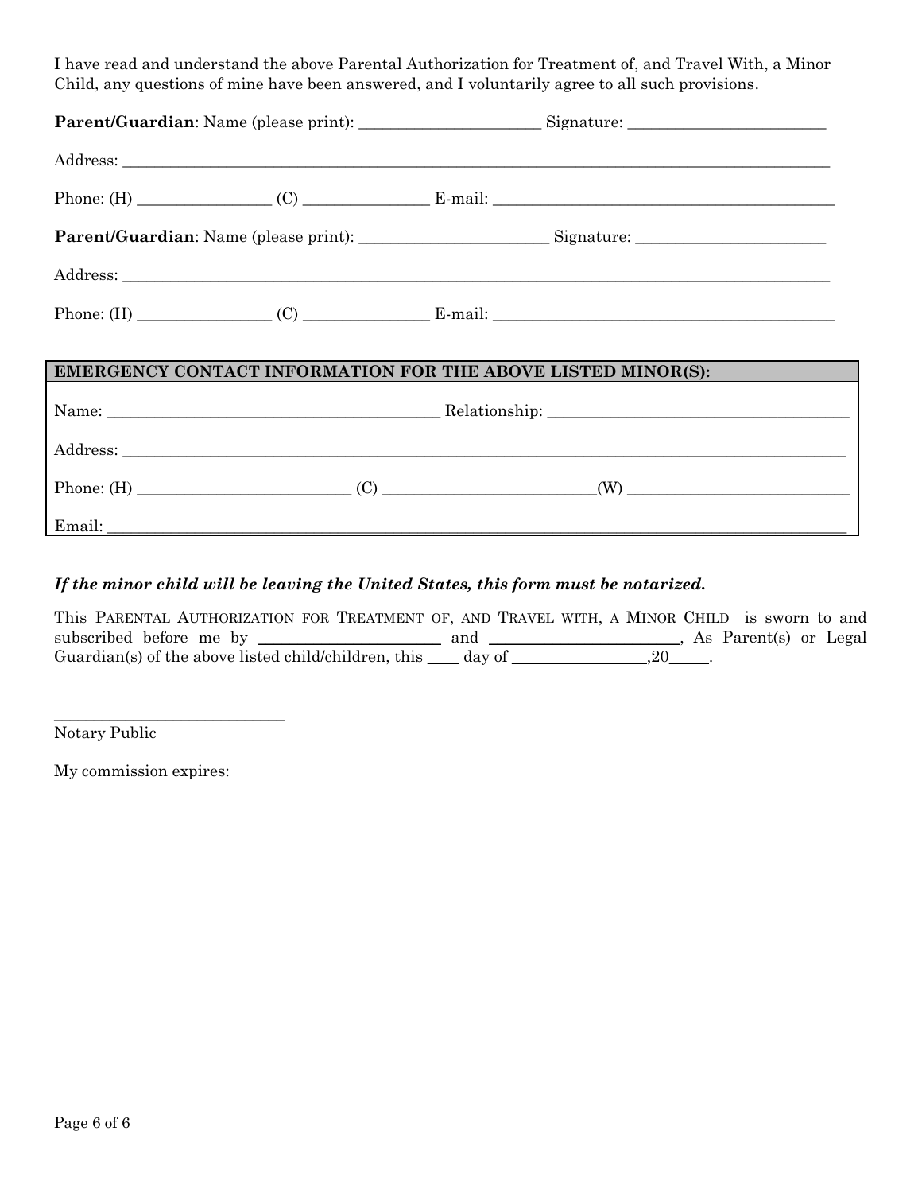I have read and understand the above Parental Authorization for Treatment of, and Travel With, a Minor Child, any questions of mine have been answered, and I voluntarily agree to all such provisions.

**Parent/Guardian**: Name (please print): ______________________ Signature: ________________________

Address: ____________________________________________________________________________________________

Phone: (H) ________________ (C) _______________ E-mail: __________________________________________

**Parent/Guardian**: Name (please print): ______________________ Signature: ________________________

Address: ____________________________________________________________________________________________

Phone: (H) ________________ (C) _______________ E-mail: __________________________________________

| **EMERGENCY CONTACT INFORMATION FOR THE ABOVE LISTED MINOR(S):** |
|---|
| Name: ________________________________________ Relationship: ____________________________________ |
| Address: ____________________________________________________________________________________ |
| Phone: (H) __________________________ (C) __________________________(W) ___________________________ |
| Email: ______________________________________________________________________________________ |

***If the minor child will be leaving the United States, this form must be notarized.***

This PARENTAL AUTHORIZATION FOR TREATMENT OF, AND TRAVEL WITH, A MINOR CHILD is sworn to and subscribed before me by ______________________ and ______________________, As Parent(s) or Legal Guardian(s) of the above listed child/children, this ____ day of ________________,20_____.

____________________________
Notary Public

My commission expires:__________________